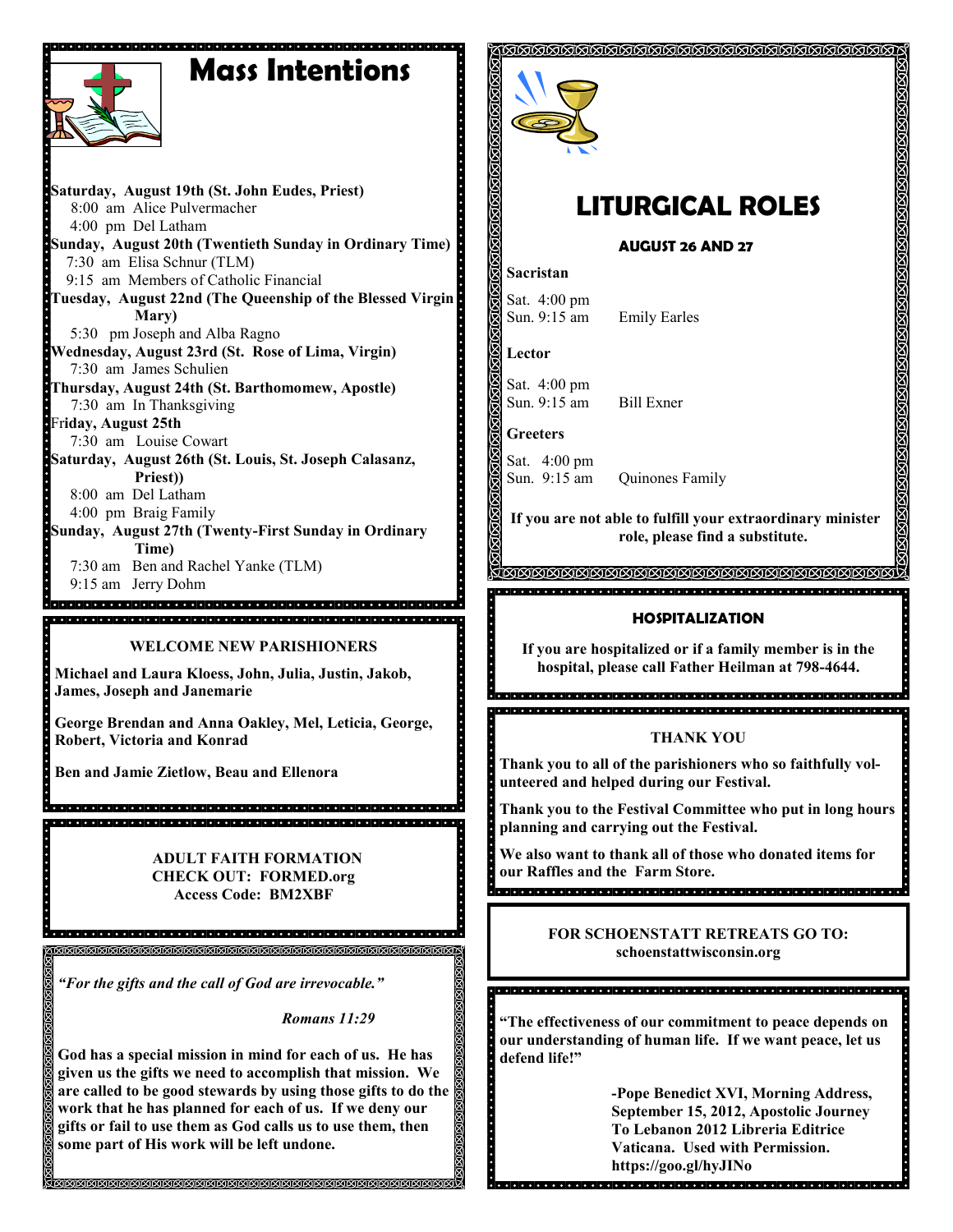# Mass Intentions

**Saturday, August 19th (St. John Eudes, Priest)**
8:00 am Alice Pulvermacher
4:00 pm Del Latham

**Sunday, August 20th (Twentieth Sunday in Ordinary Time)**
7:30 am Elisa Schnur (TLM)
9:15 am Members of Catholic Financial

**Tuesday, August 22nd (The Queenship of the Blessed Virgin Mary)**
5:30 pm Joseph and Alba Ragno

**Wednesday, August 23rd (St. Rose of Lima, Virgin)**
7:30 am James Schulien

**Thursday, August 24th (St. Barthomomew, Apostle)**
7:30 am In Thanksgiving

**Friday, August 25th**
7:30 am Louise Cowart

**Saturday, August 26th (St. Louis, St. Joseph Calasanz, Priest))**
8:00 am Del Latham
4:00 pm Braig Family

**Sunday, August 27th (Twenty-First Sunday in Ordinary Time)**
7:30 am Ben and Rachel Yanke (TLM)
9:15 am Jerry Dohm

## WELCOME NEW PARISHIONERS

**Michael and Laura Kloess, John, Julia, Justin, Jakob, James, Joseph and Janemarie**

**George Brendan and Anna Oakley, Mel, Leticia, George, Robert, Victoria and Konrad**

**Ben and Jamie Zietlow, Beau and Ellenora**

## ADULT FAITH FORMATION

**CHECK OUT: FORMED.org**
**Access Code: BM2XBF**

***"For the gifts and the call of God are irrevocable."***

***Romans 11:29***

**God has a special mission in mind for each of us. He has given us the gifts we need to accomplish that mission. We are called to be good stewards by using those gifts to do the work that he has planned for each of us. If we deny our gifts or fail to use them as God calls us to use them, then some part of His work will be left undone.**

# LITURGICAL ROLES

**AUGUST 26 AND 27**

**Sacristan**

Sat. 4:00 pm
Sun. 9:15 am Emily Earles

**Lector**

Sat. 4:00 pm
Sun. 9:15 am Bill Exner

**Greeters**

Sat. 4:00 pm
Sun. 9:15 am Quinones Family

**If you are not able to fulfill your extraordinary minister role, please find a substitute.**

## HOSPITALIZATION

**If you are hospitalized or if a family member is in the hospital, please call Father Heilman at 798-4644.**

## THANK YOU

**Thank you to all of the parishioners who so faithfully volunteered and helped during our Festival.**

**Thank you to the Festival Committee who put in long hours planning and carrying out the Festival.**

**We also want to thank all of those who donated items for our Raffles and the Farm Store.**

**FOR SCHOENSTATT RETREATS GO TO:**
**schoenstattwisconsin.org**

**"The effectiveness of our commitment to peace depends on our understanding of human life. If we want peace, let us defend life!"**

**-Pope Benedict XVI, Morning Address, September 15, 2012, Apostolic Journey To Lebanon 2012 Libreria Editrice Vaticana. Used with Permission. https://goo.gl/hyJINo**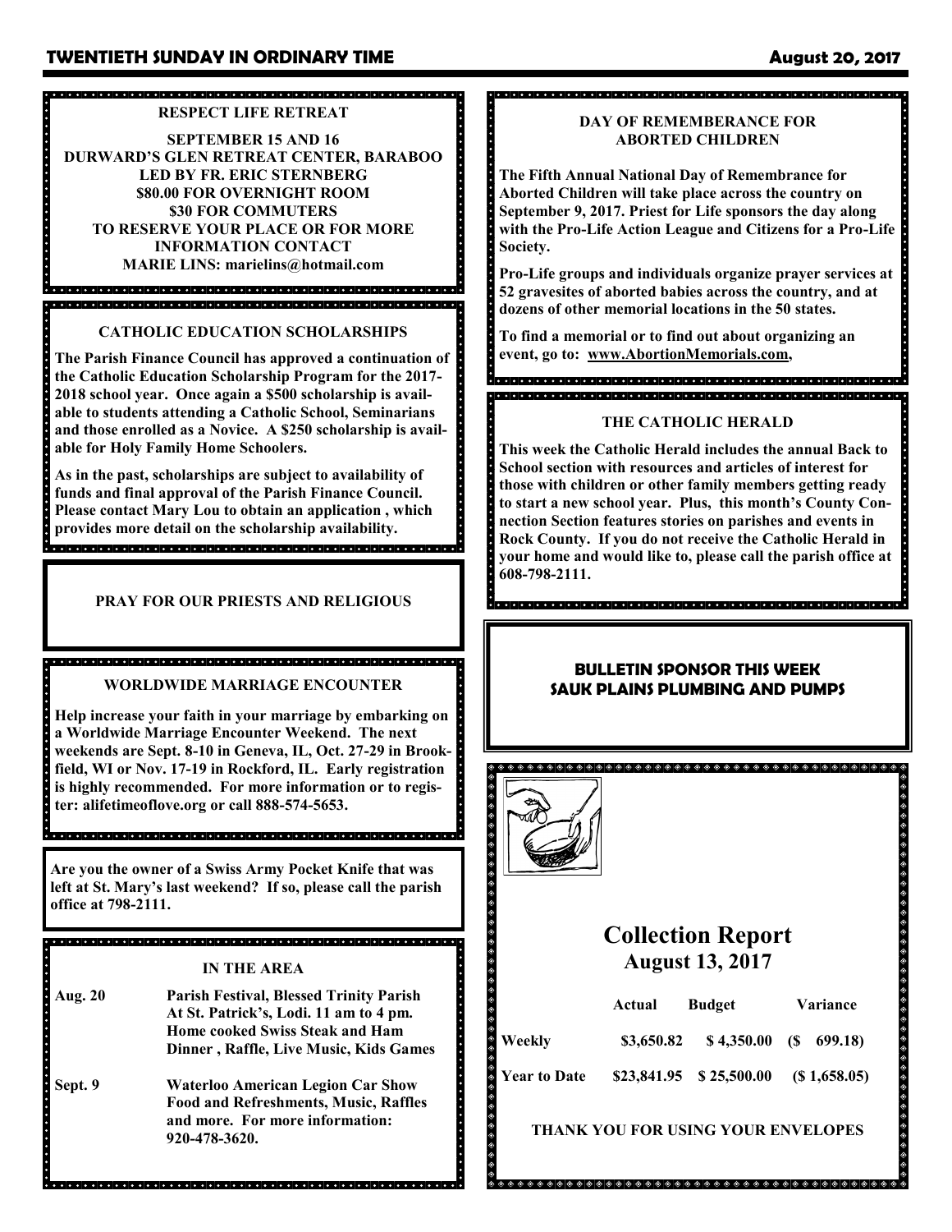### RESPECT LIFE RETREAT

**SEPTEMBER 15 AND 16**
**DURWARD'S GLEN RETREAT CENTER, BARABOO**
**LED BY FR. ERIC STERNBERG**
**$80.00 FOR OVERNIGHT ROOM**
**$30 FOR COMMUTERS**
**TO RESERVE YOUR PLACE OR FOR MORE INFORMATION CONTACT**
**MARIE LINS: marielins@hotmail.com**

### CATHOLIC EDUCATION SCHOLARSHIPS

**The Parish Finance Council has approved a continuation of the Catholic Education Scholarship Program for the 2017-2018 school year. Once again a $500 scholarship is available to students attending a Catholic School, Seminarians and those enrolled as a Novice. A $250 scholarship is available for Holy Family Home Schoolers.**

**As in the past, scholarships are subject to availability of funds and final approval of the Parish Finance Council. Please contact Mary Lou to obtain an application , which provides more detail on the scholarship availability.**

### PRAY FOR OUR PRIESTS AND RELIGIOUS

### WORLDWIDE MARRIAGE ENCOUNTER

**Help increase your faith in your marriage by embarking on a Worldwide Marriage Encounter Weekend. The next weekends are Sept. 8-10 in Geneva, IL, Oct. 27-29 in Brookfield, WI or Nov. 17-19 in Rockford, IL. Early registration is highly recommended. For more information or to register: alifetimeoflove.org or call 888-574-5653.**

**Are you the owner of a Swiss Army Pocket Knife that was left at St. Mary's last weekend? If so, please call the parish office at 798-2111.**

### IN THE AREA

**Aug. 20** — **Parish Festival, Blessed Trinity Parish At St. Patrick's, Lodi. 11 am to 4 pm. Home cooked Swiss Steak and Ham Dinner , Raffle, Live Music, Kids Games**

**Sept. 9** — **Waterloo American Legion Car Show Food and Refreshments, Music, Raffles and more. For more information: 920-478-3620.**

### DAY OF REMEMBERANCE FOR ABORTED CHILDREN

**The Fifth Annual National Day of Remembrance for Aborted Children will take place across the country on September 9, 2017. Priest for Life sponsors the day along with the Pro-Life Action League and Citizens for a Pro-Life Society.**

**Pro-Life groups and individuals organize prayer services at 52 gravesites of aborted babies across the country, and at dozens of other memorial locations in the 50 states.**

**To find a memorial or to find out about organizing an event, go to: www.AbortionMemorials.com,**

### THE CATHOLIC HERALD

**This week the Catholic Herald includes the annual Back to School section with resources and articles of interest for those with children or other family members getting ready to start a new school year. Plus, this month's County Connection Section features stories on parishes and events in Rock County. If you do not receive the Catholic Herald in your home and would like to, please call the parish office at 608-798-2111.**

### BULLETIN SPONSOR THIS WEEK
### SAUK PLAINS PLUMBING AND PUMPS

## Collection Report
### August 13, 2017

| | Actual | Budget | Variance |
|---|---|---|---|
| Weekly | $3,650.82 | $ 4,350.00 | ($ 699.18) |
| Year to Date | $23,841.95 | $ 25,500.00 | ($ 1,658.05) |

**THANK YOU FOR USING YOUR ENVELOPES**